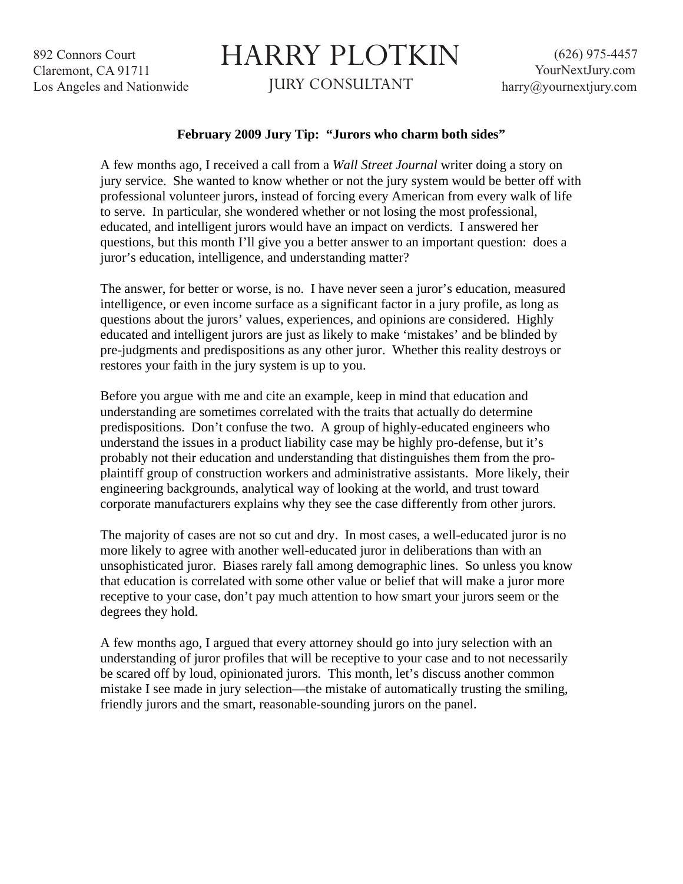892 Connors Court
Claremont, CA 91711
Los Angeles and Nationwide

# HARRY PLOTKIN

JURY CONSULTANT

(626) 975-4457
YourNextJury.com
harry@yournextjury.com

**February 2009 Jury Tip: "Jurors who charm both sides"**

A few months ago, I received a call from a *Wall Street Journal* writer doing a story on jury service. She wanted to know whether or not the jury system would be better off with professional volunteer jurors, instead of forcing every American from every walk of life to serve. In particular, she wondered whether or not losing the most professional, educated, and intelligent jurors would have an impact on verdicts. I answered her questions, but this month I'll give you a better answer to an important question: does a juror's education, intelligence, and understanding matter?

The answer, for better or worse, is no. I have never seen a juror's education, measured intelligence, or even income surface as a significant factor in a jury profile, as long as questions about the jurors' values, experiences, and opinions are considered. Highly educated and intelligent jurors are just as likely to make 'mistakes' and be blinded by pre-judgments and predispositions as any other juror. Whether this reality destroys or restores your faith in the jury system is up to you.

Before you argue with me and cite an example, keep in mind that education and understanding are sometimes correlated with the traits that actually do determine predispositions. Don't confuse the two. A group of highly-educated engineers who understand the issues in a product liability case may be highly pro-defense, but it's probably not their education and understanding that distinguishes them from the pro-plaintiff group of construction workers and administrative assistants. More likely, their engineering backgrounds, analytical way of looking at the world, and trust toward corporate manufacturers explains why they see the case differently from other jurors.

The majority of cases are not so cut and dry. In most cases, a well-educated juror is no more likely to agree with another well-educated juror in deliberations than with an unsophisticated juror. Biases rarely fall among demographic lines. So unless you know that education is correlated with some other value or belief that will make a juror more receptive to your case, don't pay much attention to how smart your jurors seem or the degrees they hold.

A few months ago, I argued that every attorney should go into jury selection with an understanding of juror profiles that will be receptive to your case and to not necessarily be scared off by loud, opinionated jurors. This month, let's discuss another common mistake I see made in jury selection—the mistake of automatically trusting the smiling, friendly jurors and the smart, reasonable-sounding jurors on the panel.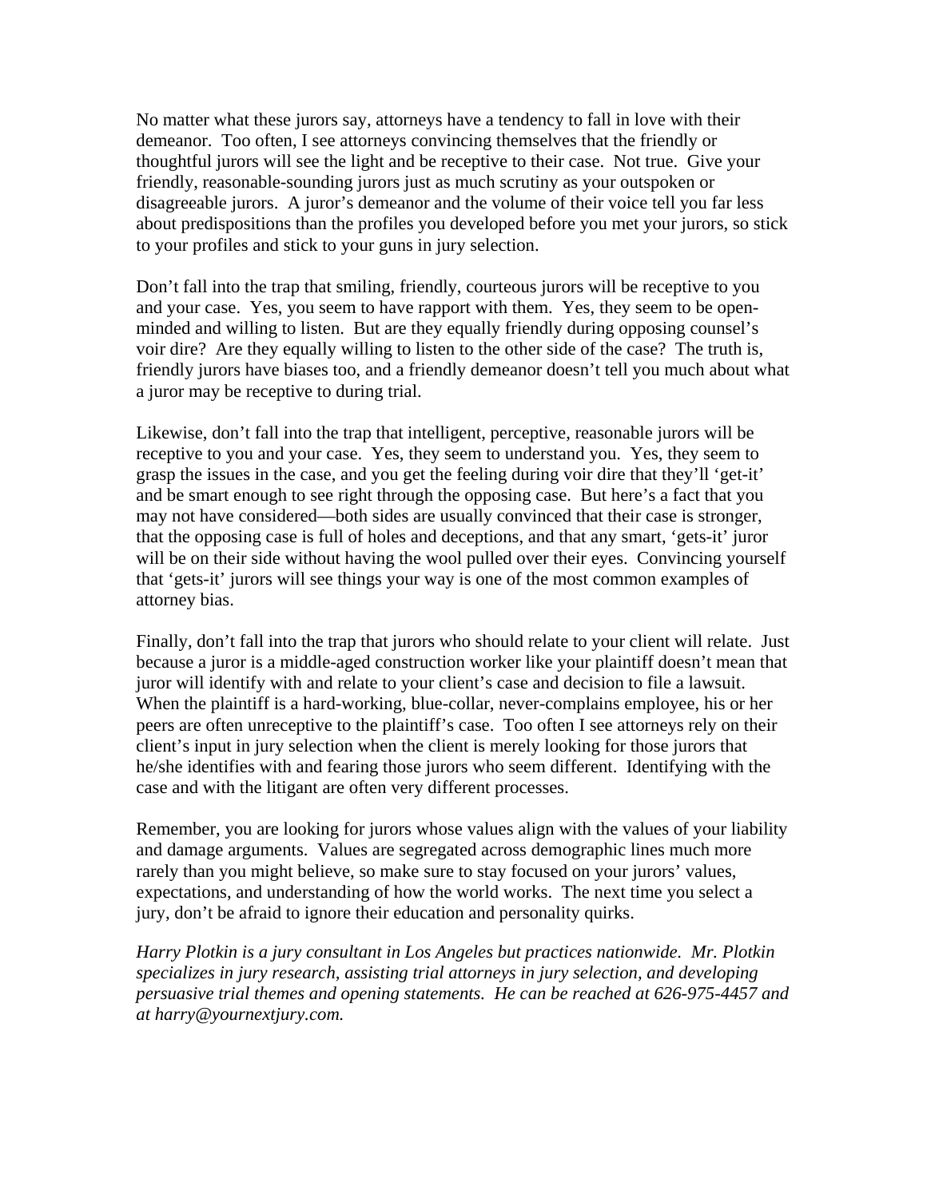No matter what these jurors say, attorneys have a tendency to fall in love with their demeanor. Too often, I see attorneys convincing themselves that the friendly or thoughtful jurors will see the light and be receptive to their case. Not true. Give your friendly, reasonable-sounding jurors just as much scrutiny as your outspoken or disagreeable jurors. A juror's demeanor and the volume of their voice tell you far less about predispositions than the profiles you developed before you met your jurors, so stick to your profiles and stick to your guns in jury selection.

Don't fall into the trap that smiling, friendly, courteous jurors will be receptive to you and your case. Yes, you seem to have rapport with them. Yes, they seem to be open-minded and willing to listen. But are they equally friendly during opposing counsel's voir dire? Are they equally willing to listen to the other side of the case? The truth is, friendly jurors have biases too, and a friendly demeanor doesn't tell you much about what a juror may be receptive to during trial.

Likewise, don't fall into the trap that intelligent, perceptive, reasonable jurors will be receptive to you and your case. Yes, they seem to understand you. Yes, they seem to grasp the issues in the case, and you get the feeling during voir dire that they'll 'get-it' and be smart enough to see right through the opposing case. But here's a fact that you may not have considered—both sides are usually convinced that their case is stronger, that the opposing case is full of holes and deceptions, and that any smart, 'gets-it' juror will be on their side without having the wool pulled over their eyes. Convincing yourself that 'gets-it' jurors will see things your way is one of the most common examples of attorney bias.

Finally, don't fall into the trap that jurors who should relate to your client will relate. Just because a juror is a middle-aged construction worker like your plaintiff doesn't mean that juror will identify with and relate to your client's case and decision to file a lawsuit. When the plaintiff is a hard-working, blue-collar, never-complains employee, his or her peers are often unreceptive to the plaintiff's case. Too often I see attorneys rely on their client's input in jury selection when the client is merely looking for those jurors that he/she identifies with and fearing those jurors who seem different. Identifying with the case and with the litigant are often very different processes.

Remember, you are looking for jurors whose values align with the values of your liability and damage arguments. Values are segregated across demographic lines much more rarely than you might believe, so make sure to stay focused on your jurors' values, expectations, and understanding of how the world works. The next time you select a jury, don't be afraid to ignore their education and personality quirks.

*Harry Plotkin is a jury consultant in Los Angeles but practices nationwide. Mr. Plotkin specializes in jury research, assisting trial attorneys in jury selection, and developing persuasive trial themes and opening statements. He can be reached at 626-975-4457 and at harry@yournextjury.com.*